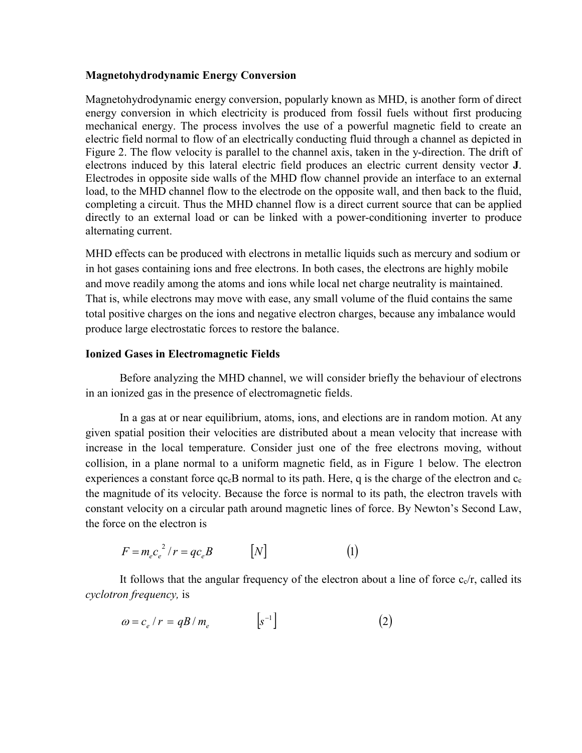### Magnetohydrodynamic Energy Conversion

Magnetohydrodynamic energy conversion, popularly known as MHD, is another form of direct energy conversion in which electricity is produced from fossil fuels without first producing mechanical energy. The process involves the use of a powerful magnetic field to create an electric field normal to flow of an electrically conducting fluid through a channel as depicted in Figure 2. The flow velocity is parallel to the channel axis, taken in the y-direction. The drift of electrons induced by this lateral electric field produces an electric current density vector **J**. Electrodes in opposite side walls of the MHD flow channel provide an interface to an external load, to the MHD channel flow to the electrode on the opposite wall, and then back to the fluid, completing a circuit. Thus the MHD channel flow is a direct current source that can be applied directly to an external load or can be linked with a power-conditioning inverter to produce alternating current.

MHD effects can be produced with electrons in metallic liquids such as mercury and sodium or in hot gases containing ions and free electrons. In both cases, the electrons are highly mobile and move readily among the atoms and ions while local net charge neutrality is maintained. That is, while electrons may move with ease, any small volume of the fluid contains the same total positive charges on the ions and negative electron charges, because any imbalance would produce large electrostatic forces to restore the balance.

### Ionized Gases in Electromagnetic Fields

Before analyzing the MHD channel, we will consider briefly the behaviour of electrons in an ionized gas in the presence of electromagnetic fields.

In a gas at or near equilibrium, atoms, ions, and elections are in random motion. At any given spatial position their velocities are distributed about a mean velocity that increase with increase in the local temperature. Consider just one of the free electrons moving, without collision, in a plane normal to a uniform magnetic field, as in Figure 1 below. The electron experiences a constant force $qc_cB$ normal to its path. Here, q is the charge of the electron and $c_c$ the magnitude of its velocity. Because the force is normal to its path, the electron travels with constant velocity on a circular path around magnetic lines of force. By Newton's Second Law, the force on the electron is

$$F = m_e c_e^{\,2} / r = qc_e B \qquad [N] \qquad (1)$$

It follows that the angular frequency of the electron about a line of force $c_c/r$, called its *cyclotron frequency,* is

$$\omega = c_e / r = qB / m_e \qquad \left[s^{-1}\right] \qquad (2)$$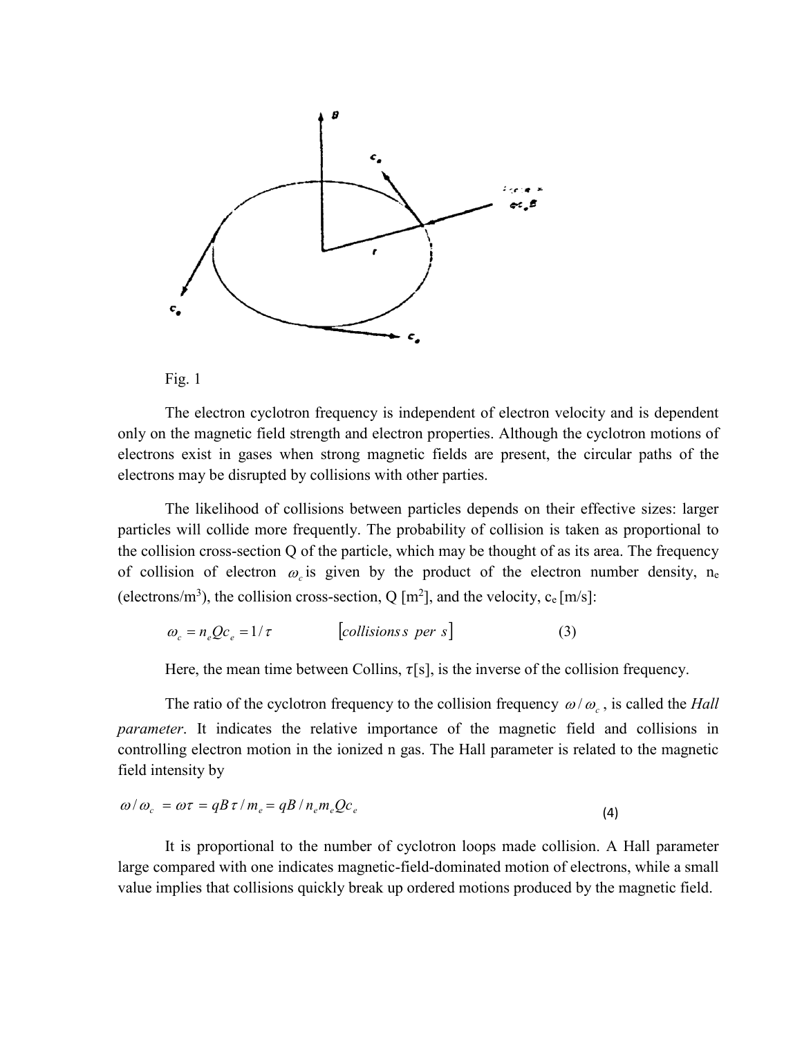Fig. 1

The electron cyclotron frequency is independent of electron velocity and is dependent only on the magnetic field strength and electron properties. Although the cyclotron motions of electrons exist in gases when strong magnetic fields are present, the circular paths of the electrons may be disrupted by collisions with other parties.

The likelihood of collisions between particles depends on their effective sizes: larger particles will collide more frequently. The probability of collision is taken as proportional to the collision cross-section Q of the particle, which may be thought of as its area. The frequency of collision of electron $\omega_c$ is given by the product of the electron number density, $n_e$ (electrons/$m^3$), the collision cross-section, Q [$m^2$], and the velocity, $c_e$ [m/s]:

$$\omega_c = n_e Q c_e = 1/\tau \qquad [collisionss\ per\ s] \qquad (3)$$

Here, the mean time between Collins, $\tau$[s], is the inverse of the collision frequency.

The ratio of the cyclotron frequency to the collision frequency $\omega / \omega_c$, is called the *Hall parameter*. It indicates the relative importance of the magnetic field and collisions in controlling electron motion in the ionized n gas. The Hall parameter is related to the magnetic field intensity by

$$\omega / \omega_c = \omega\tau = qB\tau / m_e = qB / n_e m_e Q c_e \qquad (4)$$

It is proportional to the number of cyclotron loops made collision. A Hall parameter large compared with one indicates magnetic-field-dominated motion of electrons, while a small value implies that collisions quickly break up ordered motions produced by the magnetic field.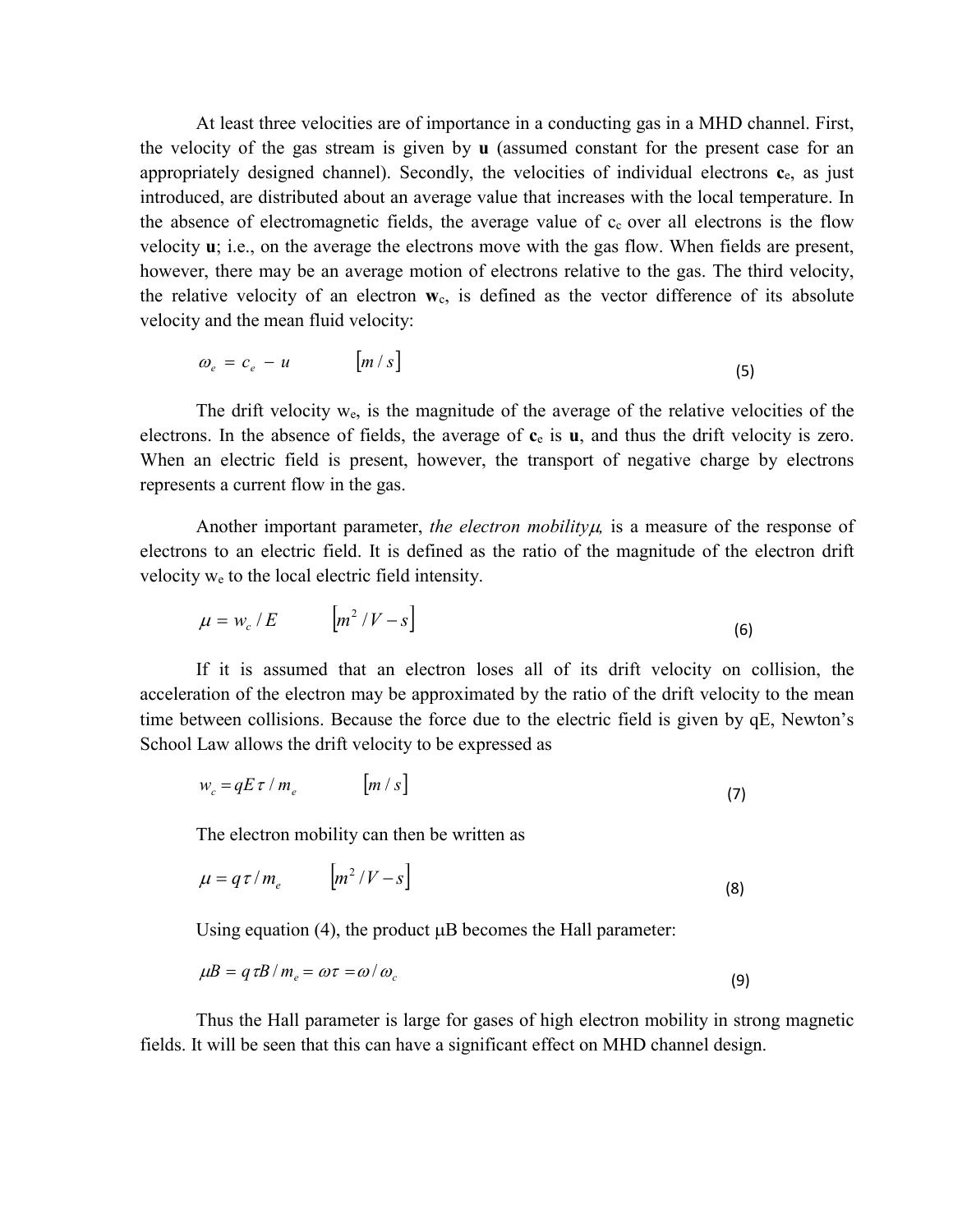At least three velocities are of importance in a conducting gas in a MHD channel. First, the velocity of the gas stream is given by **u** (assumed constant for the present case for an appropriately designed channel). Secondly, the velocities of individual electrons $\mathbf{c}_e$, as just introduced, are distributed about an average value that increases with the local temperature. In the absence of electromagnetic fields, the average value of $c_c$ over all electrons is the flow velocity **u**; i.e., on the average the electrons move with the gas flow. When fields are present, however, there may be an average motion of electrons relative to the gas. The third velocity, the relative velocity of an electron $\mathbf{w}_c$, is defined as the vector difference of its absolute velocity and the mean fluid velocity:

$$\omega_e = c_e - u \qquad [m/s] \tag{5}$$

The drift velocity $w_e$, is the magnitude of the average of the relative velocities of the electrons. In the absence of fields, the average of $\mathbf{c}_e$ is **u**, and thus the drift velocity is zero. When an electric field is present, however, the transport of negative charge by electrons represents a current flow in the gas.

Another important parameter, *the electron mobility* $\mu$, is a measure of the response of electrons to an electric field. It is defined as the ratio of the magnitude of the electron drift velocity $w_e$ to the local electric field intensity.

$$\mu = w_c / E \qquad [m^2/V-s] \tag{6}$$

If it is assumed that an electron loses all of its drift velocity on collision, the acceleration of the electron may be approximated by the ratio of the drift velocity to the mean time between collisions. Because the force due to the electric field is given by qE, Newton's School Law allows the drift velocity to be expressed as

$$w_c = qE\tau / m_e \qquad [m/s] \tag{7}$$

The electron mobility can then be written as

$$\mu = q\tau / m_e \qquad [m^2/V-s] \tag{8}$$

Using equation (4), the product $\mu$B becomes the Hall parameter:

$$\mu B = q\tau B / m_e = \omega\tau = \omega / \omega_c \tag{9}$$

Thus the Hall parameter is large for gases of high electron mobility in strong magnetic fields. It will be seen that this can have a significant effect on MHD channel design.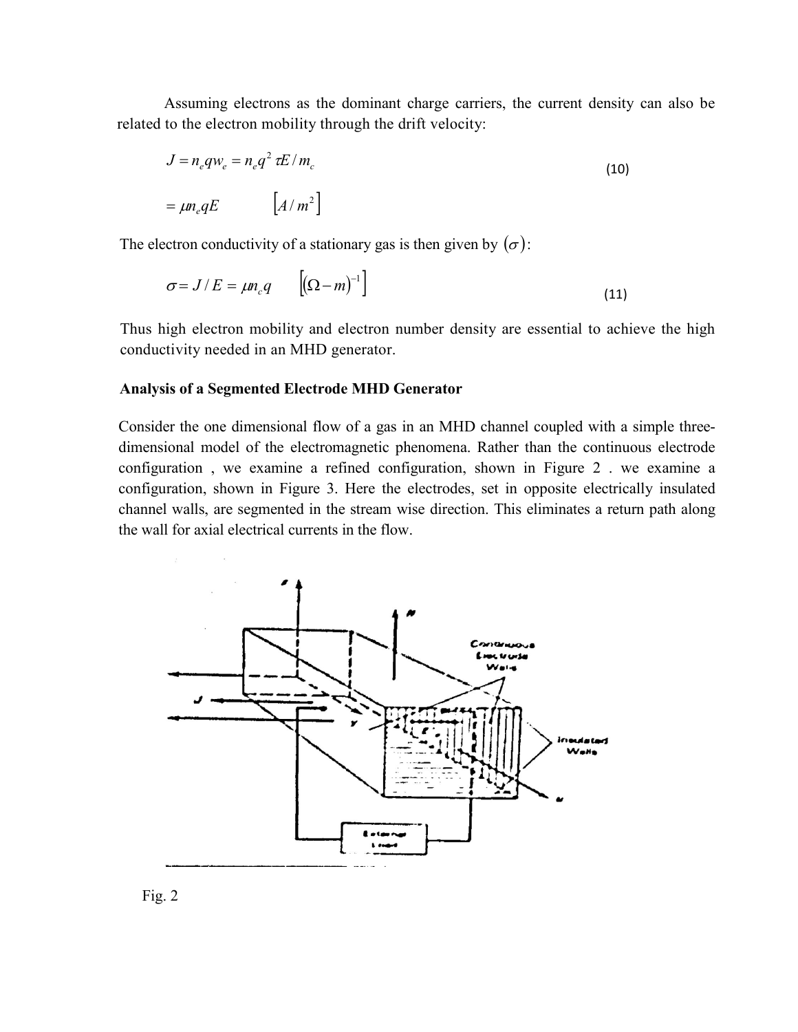Assuming electrons as the dominant charge carriers, the current density can also be related to the electron mobility through the drift velocity:

$$J = n_e q w_e = n_e q^2 \tau E / m_c$$
$$= \mu n_e q E \qquad [A/m^2] \tag{10}$$

The electron conductivity of a stationary gas is then given by $(\sigma)$:

$$\sigma = J/E = \mu n_c q \qquad \left[(\Omega - m)^{-1}\right] \tag{11}$$

Thus high electron mobility and electron number density are essential to achieve the high conductivity needed in an MHD generator.

**Analysis of a Segmented Electrode MHD Generator**

Consider the one dimensional flow of a gas in an MHD channel coupled with a simple three-dimensional model of the electromagnetic phenomena. Rather than the continuous electrode configuration , we examine a refined configuration, shown in Figure 2 . we examine a configuration, shown in Figure 3. Here the electrodes, set in opposite electrically insulated channel walls, are segmented in the stream wise direction. This eliminates a return path along the wall for axial electrical currents in the flow.

Fig. 2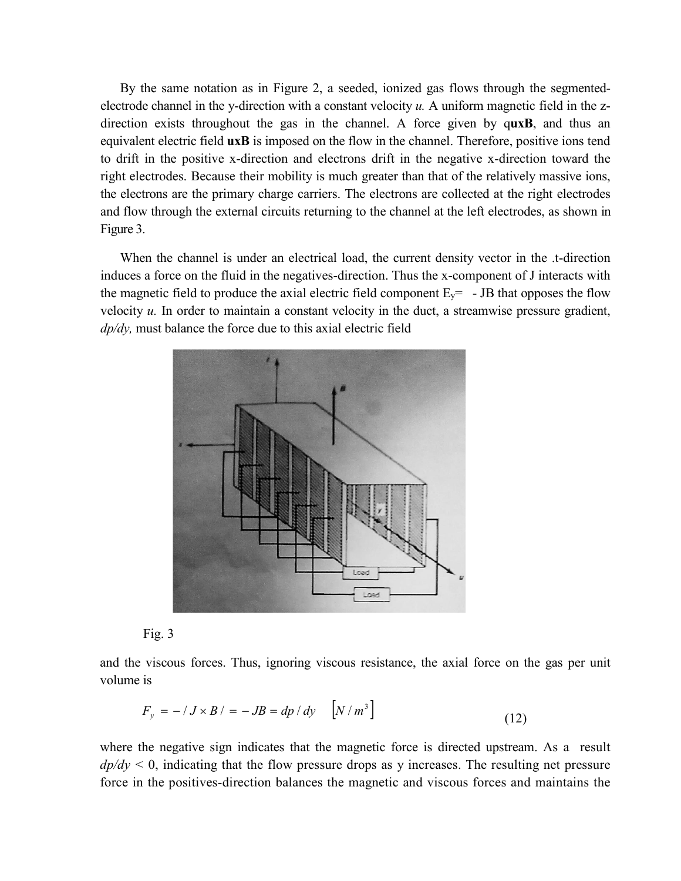By the same notation as in Figure 2, a seeded, ionized gas flows through the segmented-electrode channel in the y-direction with a constant velocity *u.* A uniform magnetic field in the z-direction exists throughout the gas in the channel. A force given by q**uxB**, and thus an equivalent electric field **uxB** is imposed on the flow in the channel. Therefore, positive ions tend to drift in the positive x-direction and electrons drift in the negative x-direction toward the right electrodes. Because their mobility is much greater than that of the relatively massive ions, the electrons are the primary charge carriers. The electrons are collected at the right electrodes and flow through the external circuits returning to the channel at the left electrodes, as shown in Figure 3.

When the channel is under an electrical load, the current density vector in the .t-direction induces a force on the fluid in the negatives-direction. Thus the x-component of J interacts with the magnetic field to produce the axial electric field component $E_y = -JB$ that opposes the flow velocity *u.* In order to maintain a constant velocity in the duct, a streamwise pressure gradient, *dp/dy,* must balance the force due to this axial electric field

Fig. 3

and the viscous forces. Thus, ignoring viscous resistance, the axial force on the gas per unit volume is

$$F_y = -/J \times B/ = -JB = dp/dy \quad \left[N/m^3\right] \tag{12}$$

where the negative sign indicates that the magnetic force is directed upstream. As a result $dp/dy < 0$, indicating that the flow pressure drops as y increases. The resulting net pressure force in the positives-direction balances the magnetic and viscous forces and maintains the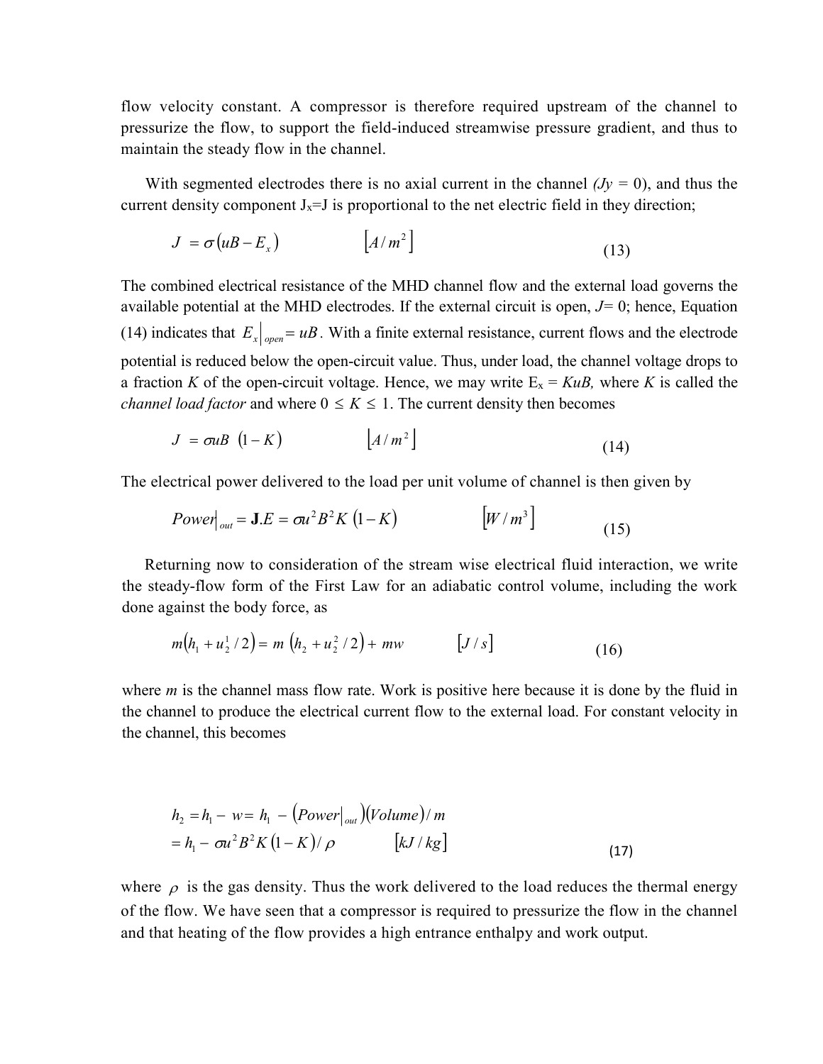flow velocity constant. A compressor is therefore required upstream of the channel to pressurize the flow, to support the field-induced streamwise pressure gradient, and thus to maintain the steady flow in the channel.

With segmented electrodes there is no axial current in the channel *($J_y$ = 0)*, and thus the current density component $J_x$=J is proportional to the net electric field in they direction;

$$J = \sigma\left(uB - E_x\right) \qquad \left[A/m^2\right] \tag{13}$$

The combined electrical resistance of the MHD channel flow and the external load governs the available potential at the MHD electrodes. If the external circuit is open, *J*= 0; hence, Equation (14) indicates that $E_x\big|_{open} = uB$. With a finite external resistance, current flows and the electrode potential is reduced below the open-circuit value. Thus, under load, the channel voltage drops to a fraction *K* of the open-circuit voltage. Hence, we may write $E_x = KuB$, where *K* is called the *channel load factor* and where $0 \leq K \leq 1$. The current density then becomes

$$J = \sigma uB\ \left(1 - K\right) \qquad \left[A/m^2\right] \tag{14}$$

The electrical power delivered to the load per unit volume of channel is then given by

$$Power\big|_{out} = \mathbf{J}.E = \sigma u^2 B^2 K\ \left(1 - K\right) \qquad \left[W/m^3\right] \tag{15}$$

Returning now to consideration of the stream wise electrical fluid interaction, we write the steady-flow form of the First Law for an adiabatic control volume, including the work done against the body force, as

$$m\left(h_1 + u_2^1/2\right) = m\ \left(h_2 + u_2^2/2\right) + mw \qquad \left[J/s\right] \tag{16}$$

where *m* is the channel mass flow rate. Work is positive here because it is done by the fluid in the channel to produce the electrical current flow to the external load. For constant velocity in the channel, this becomes

$$\begin{aligned} h_2 &= h_1 - w = h_1 - \left(Power\big|_{out}\right)\left(Volume\right)/m \\ &= h_1 - \sigma u^2 B^2 K\left(1 - K\right)/\rho \qquad \left[kJ/kg\right] \end{aligned} \tag{17}$$

where $\rho$ is the gas density. Thus the work delivered to the load reduces the thermal energy of the flow. We have seen that a compressor is required to pressurize the flow in the channel and that heating of the flow provides a high entrance enthalpy and work output.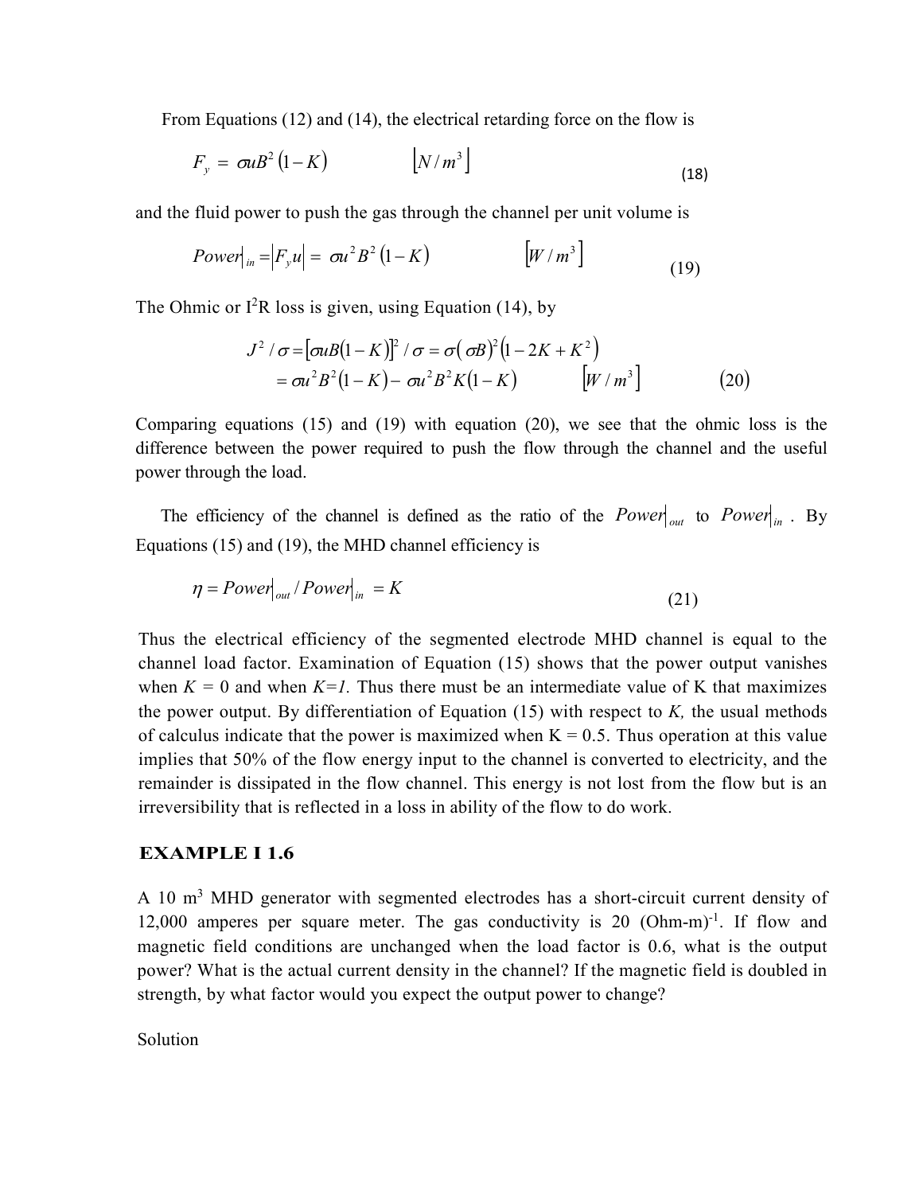From Equations (12) and (14), the electrical retarding force on the flow is

$$F_y = \sigma u B^2 (1 - K) \qquad [N/m^3] \tag{18}$$

and the fluid power to push the gas through the channel per unit volume is

$$Power|_{in} = |F_y u| = \sigma u^2 B^2 (1 - K) \qquad [W/m^3] \tag{19}$$

The Ohmic or $I^2R$ loss is given, using Equation (14), by

$$\begin{aligned} J^2/\sigma &= [\sigma u B(1-K)]^2/\sigma = \sigma(\sigma B)^2(1 - 2K + K^2) \\ &= \sigma u^2 B^2 (1-K) - \sigma u^2 B^2 K(1-K) \qquad [W/m^3] \end{aligned} \tag{20}$$

Comparing equations (15) and (19) with equation (20), we see that the ohmic loss is the difference between the power required to push the flow through the channel and the useful power through the load.

The efficiency of the channel is defined as the ratio of the $Power|_{out}$ to $Power|_{in}$. By Equations (15) and (19), the MHD channel efficiency is

$$\eta = Power|_{out} / Power|_{in} = K \tag{21}$$

Thus the electrical efficiency of the segmented electrode MHD channel is equal to the channel load factor. Examination of Equation (15) shows that the power output vanishes when $K = 0$ and when $K=1$. Thus there must be an intermediate value of K that maximizes the power output. By differentiation of Equation (15) with respect to $K$, the usual methods of calculus indicate that the power is maximized when K = 0.5. Thus operation at this value implies that 50% of the flow energy input to the channel is converted to electricity, and the remainder is dissipated in the flow channel. This energy is not lost from the flow but is an irreversibility that is reflected in a loss in ability of the flow to do work.

### EXAMPLE I 1.6

A 10 $m^3$ MHD generator with segmented electrodes has a short-circuit current density of 12,000 amperes per square meter. The gas conductivity is 20 $(\text{Ohm-m})^{-1}$. If flow and magnetic field conditions are unchanged when the load factor is 0.6, what is the output power? What is the actual current density in the channel? If the magnetic field is doubled in strength, by what factor would you expect the output power to change?

Solution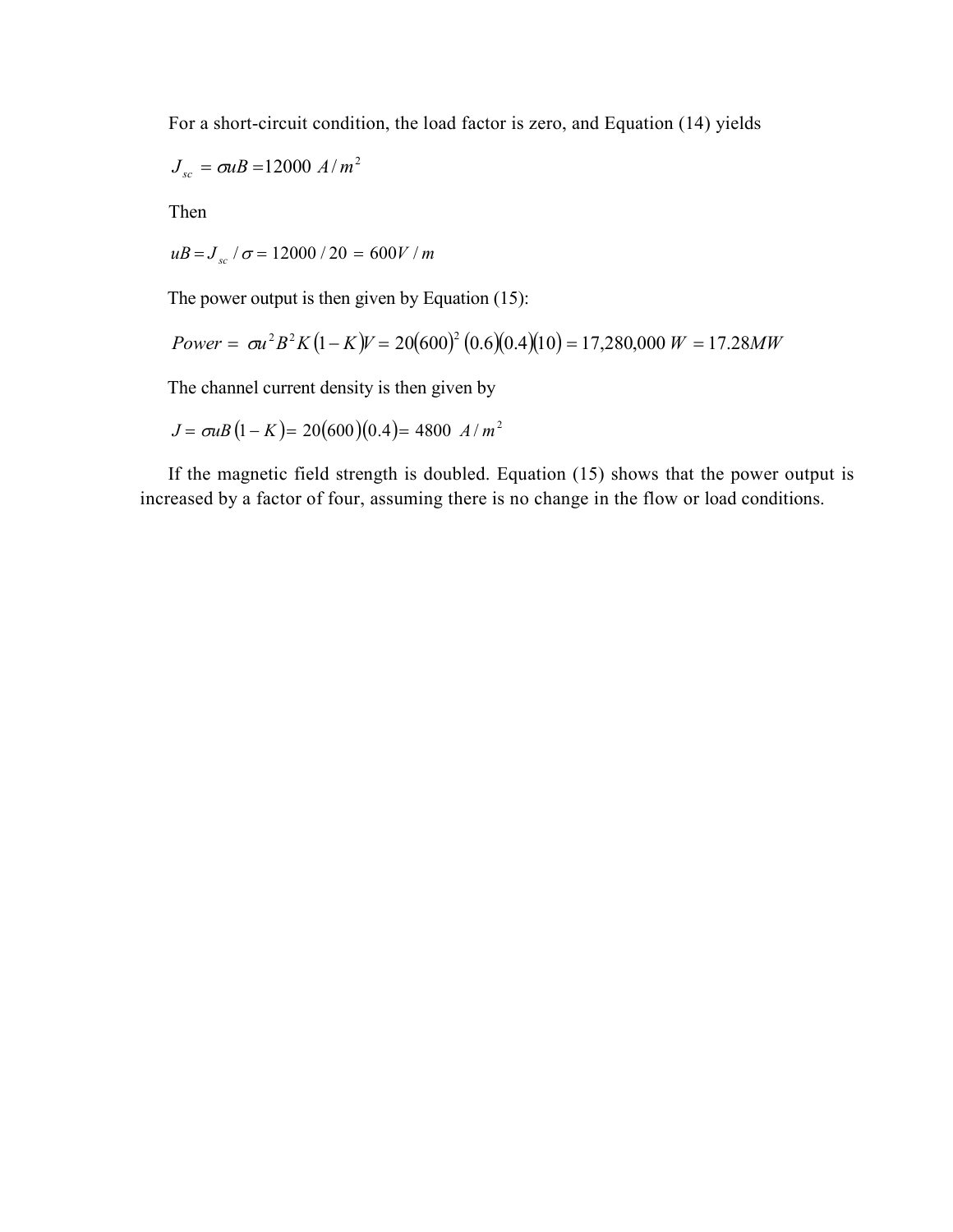For a short-circuit condition, the load factor is zero, and Equation (14) yields

$$J_{sc} = \sigma u B = 12000 \ A/m^2$$

Then

$$uB = J_{sc} / \sigma = 12000 / 20 = 600 V / m$$

The power output is then given by Equation (15):

$$Power = \sigma u^2 B^2 K (1 - K) V = 20(600)^2 (0.6)(0.4)(10) = 17{,}280{,}000 \ W = 17.28 MW$$

The channel current density is then given by

$$J = \sigma u B (1 - K) = 20(600)(0.4) = 4800 \ A/m^2$$

If the magnetic field strength is doubled. Equation (15) shows that the power output is increased by a factor of four, assuming there is no change in the flow or load conditions.